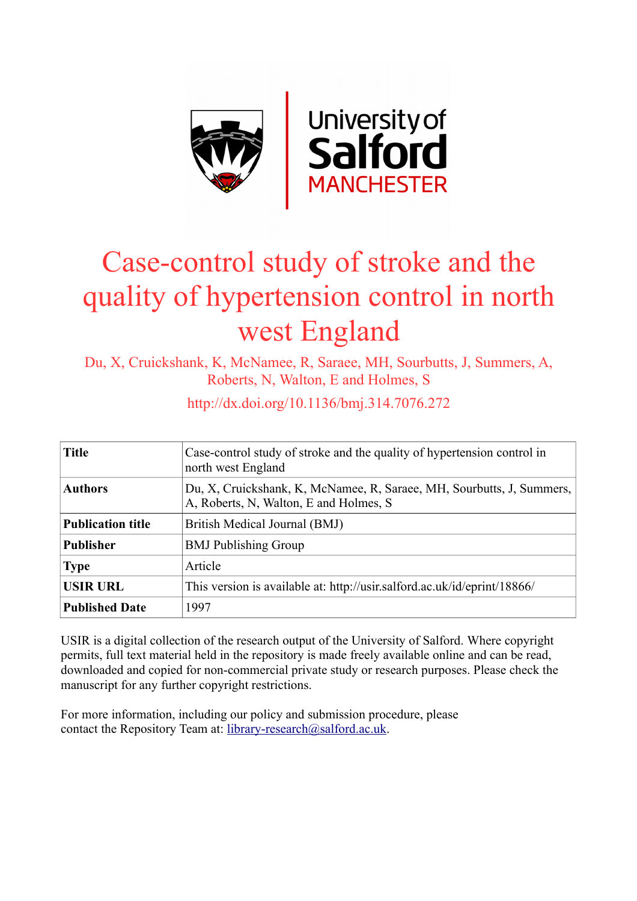# Case-control study of stroke and the quality of hypertension control in north west England

Du, X, Cruickshank, K, McNamee, R, Saraee, MH, Sourbutts, J, Summers, A, Roberts, N, Walton, E and Holmes, S

http://dx.doi.org/10.1136/bmj.314.7076.272

| **Title** | Case-control study of stroke and the quality of hypertension control in north west England |
|---|---|
| **Authors** | Du, X, Cruickshank, K, McNamee, R, Saraee, MH, Sourbutts, J, Summers, A, Roberts, N, Walton, E and Holmes, S |
| **Publication title** | British Medical Journal (BMJ) |
| **Publisher** | BMJ Publishing Group |
| **Type** | Article |
| **USIR URL** | This version is available at: http://usir.salford.ac.uk/id/eprint/18866/ |
| **Published Date** | 1997 |

USIR is a digital collection of the research output of the University of Salford. Where copyright permits, full text material held in the repository is made freely available online and can be read, downloaded and copied for non-commercial private study or research purposes. Please check the manuscript for any further copyright restrictions.

For more information, including our policy and submission procedure, please contact the Repository Team at: library-research@salford.ac.uk.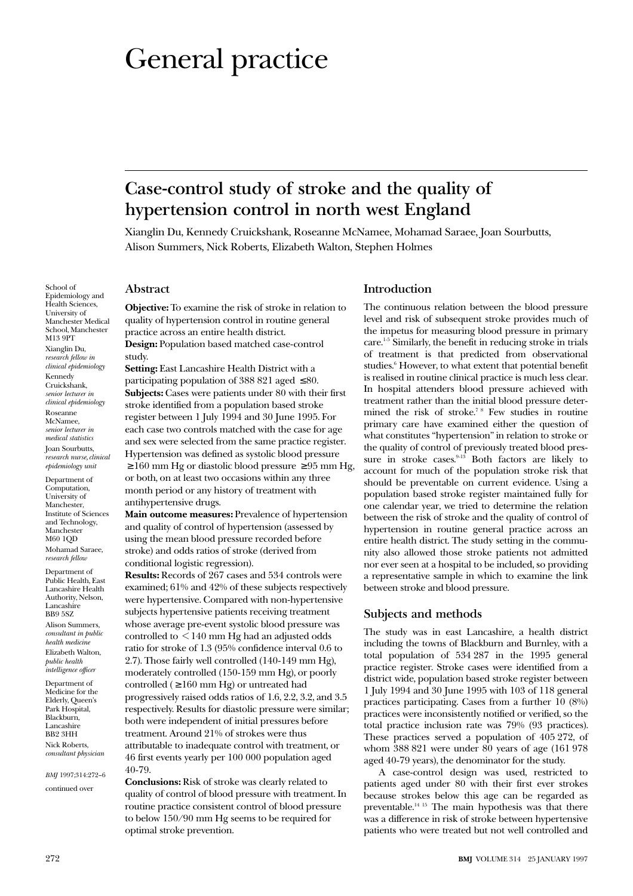# General practice

## Case-control study of stroke and the quality of hypertension control in north west England

Xianglin Du, Kennedy Cruickshank, Roseanne McNamee, Mohamad Saraee, Joan Sourbutts, Alison Summers, Nick Roberts, Elizabeth Walton, Stephen Holmes

School of Epidemiology and Health Sciences, University of Manchester Medical School, Manchester M13 9PT

Xianglin Du, *research fellow in clinical epidemiology*

Kennedy Cruickshank, *senior lecturer in clinical epidemiology*

Roseanne McNamee, *senior lecturer in medical statistics*

Joan Sourbutts, *research nurse, clinical epidemiology unit*

Department of Computation, University of Manchester, Institute of Sciences and Technology, Manchester M60 1QD

Mohamad Saraee, *research fellow*

Department of Public Health, East Lancashire Health Authority, Nelson, Lancashire BB9 5SZ

Alison Summers, *consultant in public health medicine*

Elizabeth Walton, *public health intelligence officer*

Department of Medicine for the Elderly, Queen's Park Hospital, Blackburn, Lancashire BB2 3HH

Nick Roberts, *consultant physician*

*BMJ* 1997;314:272–6

continued over

### Abstract

**Objective:** To examine the risk of stroke in relation to quality of hypertension control in routine general practice across an entire health district.

**Design:** Population based matched case-control study.

**Setting:** East Lancashire Health District with a participating population of 388 821 aged ≤80.

**Subjects:** Cases were patients under 80 with their first stroke identified from a population based stroke register between 1 July 1994 and 30 June 1995. For each case two controls matched with the case for age and sex were selected from the same practice register. Hypertension was defined as systolic blood pressure ≥160 mm Hg or diastolic blood pressure ≥95 mm Hg, or both, on at least two occasions within any three month period or any history of treatment with antihypertensive drugs.

**Main outcome measures:** Prevalence of hypertension and quality of control of hypertension (assessed by using the mean blood pressure recorded before stroke) and odds ratios of stroke (derived from conditional logistic regression).

**Results:** Records of 267 cases and 534 controls were examined; 61% and 42% of these subjects respectively were hypertensive. Compared with non-hypertensive subjects hypertensive patients receiving treatment whose average pre-event systolic blood pressure was controlled to <140 mm Hg had an adjusted odds ratio for stroke of 1.3 (95% confidence interval 0.6 to 2.7). Those fairly well controlled (140-149 mm Hg), moderately controlled (150-159 mm Hg), or poorly controlled (≥160 mm Hg) or untreated had progressively raised odds ratios of 1.6, 2.2, 3.2, and 3.5 respectively. Results for diastolic pressure were similar; both were independent of initial pressures before treatment. Around 21% of strokes were thus attributable to inadequate control with treatment, or 46 first events yearly per 100 000 population aged 40-79.

**Conclusions:** Risk of stroke was clearly related to quality of control of blood pressure with treatment. In routine practice consistent control of blood pressure to below 150/90 mm Hg seems to be required for optimal stroke prevention.

### Introduction

The continuous relation between the blood pressure level and risk of subsequent stroke provides much of the impetus for measuring blood pressure in primary care.[1-5] Similarly, the benefit in reducing stroke in trials of treatment is that predicted from observational studies.[6] However, to what extent that potential benefit is realised in routine clinical practice is much less clear. In hospital attenders blood pressure achieved with treatment rather than the initial blood pressure determined the risk of stroke.[7,8] Few studies in routine primary care have examined either the question of what constitutes "hypertension" in relation to stroke or the quality of control of previously treated blood pressure in stroke cases.[9-13] Both factors are likely to account for much of the population stroke risk that should be preventable on current evidence. Using a population based stroke register maintained fully for one calendar year, we tried to determine the relation between the risk of stroke and the quality of control of hypertension in routine general practice across an entire health district. The study setting in the community also allowed those stroke patients not admitted nor ever seen at a hospital to be included, so providing a representative sample in which to examine the link between stroke and blood pressure.

### Subjects and methods

The study was in east Lancashire, a health district including the towns of Blackburn and Burnley, with a total population of 534 287 in the 1995 general practice register. Stroke cases were identified from a district wide, population based stroke register between 1 July 1994 and 30 June 1995 with 103 of 118 general practices participating. Cases from a further 10 (8%) practices were inconsistently notified or verified, so the total practice inclusion rate was 79% (93 practices). These practices served a population of 405 272, of whom 388 821 were under 80 years of age (161 978 aged 40-79 years), the denominator for the study.

A case-control design was used, restricted to patients aged under 80 with their first ever strokes because strokes below this age can be regarded as preventable.[14,15] The main hypothesis was that there was a difference in risk of stroke between hypertensive patients who were treated but not well controlled and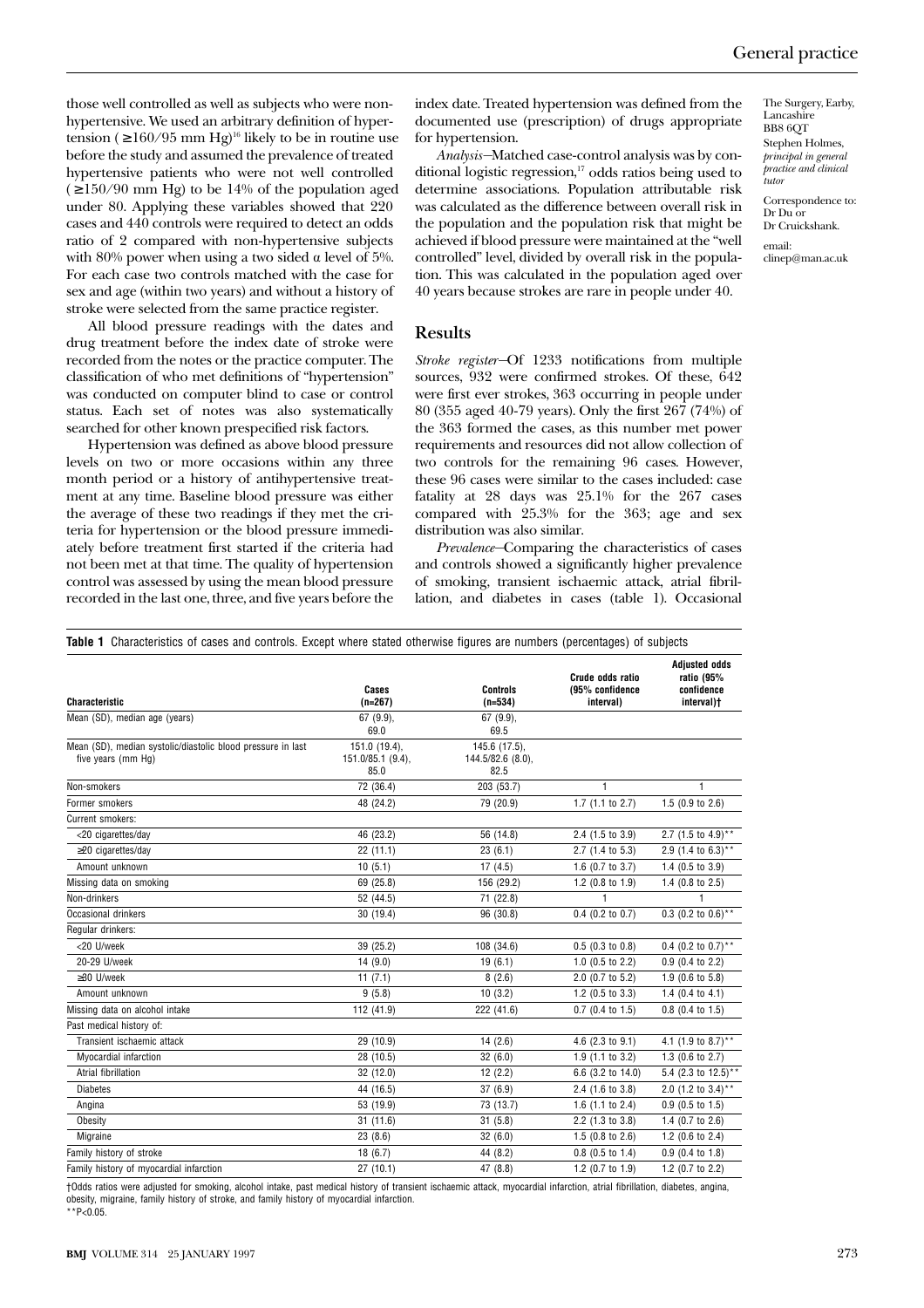those well controlled as well as subjects who were non-hypertensive. We used an arbitrary definition of hypertension ( ≥160/95 mm Hg)[16] likely to be in routine use before the study and assumed the prevalence of treated hypertensive patients who were not well controlled ( ≥150/90 mm Hg) to be 14% of the population aged under 80. Applying these variables showed that 220 cases and 440 controls were required to detect an odds ratio of 2 compared with non-hypertensive subjects with 80% power when using a two sided α level of 5%. For each case two controls matched with the case for sex and age (within two years) and without a history of stroke were selected from the same practice register.

All blood pressure readings with the dates and drug treatment before the index date of stroke were recorded from the notes or the practice computer. The classification of who met definitions of "hypertension" was conducted on computer blind to case or control status. Each set of notes was also systematically searched for other known prespecified risk factors.

Hypertension was defined as above blood pressure levels on two or more occasions within any three month period or a history of antihypertensive treatment at any time. Baseline blood pressure was either the average of these two readings if they met the criteria for hypertension or the blood pressure immediately before treatment first started if the criteria had not been met at that time. The quality of hypertension control was assessed by using the mean blood pressure recorded in the last one, three, and five years before the index date. Treated hypertension was defined from the documented use (prescription) of drugs appropriate for hypertension.

*Analysis*—Matched case-control analysis was by conditional logistic regression,[17] odds ratios being used to determine associations. Population attributable risk was calculated as the difference between overall risk in the population and the population risk that might be achieved if blood pressure were maintained at the "well controlled" level, divided by overall risk in the population. This was calculated in the population aged over 40 years because strokes are rare in people under 40.

The Surgery, Earby, Lancashire BB8 6QT
Stephen Holmes, *principal in general practice and clinical tutor*

Correspondence to: Dr Du or Dr Cruickshank.

email: clinep@man.ac.uk

## Results

*Stroke register*—Of 1233 notifications from multiple sources, 932 were confirmed strokes. Of these, 642 were first ever strokes, 363 occurring in people under 80 (355 aged 40-79 years). Only the first 267 (74%) of the 363 formed the cases, as this number met power requirements and resources did not allow collection of two controls for the remaining 96 cases. However, these 96 cases were similar to the cases included: case fatality at 28 days was 25.1% for the 267 cases compared with 25.3% for the 363; age and sex distribution was also similar.

*Prevalence*—Comparing the characteristics of cases and controls showed a significantly higher prevalence of smoking, transient ischaemic attack, atrial fibrillation, and diabetes in cases (table 1). Occasional

**Table 1** Characteristics of cases and controls. Except where stated otherwise figures are numbers (percentages) of subjects

| Characteristic | Cases (n=267) | Controls (n=534) | Crude odds ratio (95% confidence interval) | Adjusted odds ratio (95% confidence interval)† |
|---|---|---|---|---|
| Mean (SD), median age (years) | 67 (9.9), 69.0 | 67 (9.9), 69.5 | | |
| Mean (SD), median systolic/diastolic blood pressure in last five years (mm Hg) | 151.0 (19.4), 151.0/85.1 (9.4), 85.0 | 145.6 (17.5), 144.5/82.6 (8.0), 82.5 | | |
| Non-smokers | 72 (36.4) | 203 (53.7) | 1 | 1 |
| Former smokers | 48 (24.2) | 79 (20.9) | 1.7 (1.1 to 2.7) | 1.5 (0.9 to 2.6) |
| Current smokers: | | | | |
| <20 cigarettes/day | 46 (23.2) | 56 (14.8) | 2.4 (1.5 to 3.9) | 2.7 (1.5 to 4.9)** |
| ≥20 cigarettes/day | 22 (11.1) | 23 (6.1) | 2.7 (1.4 to 5.3) | 2.9 (1.4 to 6.3)** |
| Amount unknown | 10 (5.1) | 17 (4.5) | 1.6 (0.7 to 3.7) | 1.4 (0.5 to 3.9) |
| Missing data on smoking | 69 (25.8) | 156 (29.2) | 1.2 (0.8 to 1.9) | 1.4 (0.8 to 2.5) |
| Non-drinkers | 52 (44.5) | 71 (22.8) | 1 | 1 |
| Occasional drinkers | 30 (19.4) | 96 (30.8) | 0.4 (0.2 to 0.7) | 0.3 (0.2 to 0.6)** |
| Regular drinkers: | | | | |
| <20 U/week | 39 (25.2) | 108 (34.6) | 0.5 (0.3 to 0.8) | 0.4 (0.2 to 0.7)** |
| 20-29 U/week | 14 (9.0) | 19 (6.1) | 1.0 (0.5 to 2.2) | 0.9 (0.4 to 2.2) |
| ≥30 U/week | 11 (7.1) | 8 (2.6) | 2.0 (0.7 to 5.2) | 1.9 (0.6 to 5.8) |
| Amount unknown | 9 (5.8) | 10 (3.2) | 1.2 (0.5 to 3.3) | 1.4 (0.4 to 4.1) |
| Missing data on alcohol intake | 112 (41.9) | 222 (41.6) | 0.7 (0.4 to 1.5) | 0.8 (0.4 to 1.5) |
| Past medical history of: | | | | |
| Transient ischaemic attack | 29 (10.9) | 14 (2.6) | 4.6 (2.3 to 9.1) | 4.1 (1.9 to 8.7)** |
| Myocardial infarction | 28 (10.5) | 32 (6.0) | 1.9 (1.1 to 3.2) | 1.3 (0.6 to 2.7) |
| Atrial fibrillation | 32 (12.0) | 12 (2.2) | 6.6 (3.2 to 14.0) | 5.4 (2.3 to 12.5)** |
| Diabetes | 44 (16.5) | 37 (6.9) | 2.4 (1.6 to 3.8) | 2.0 (1.2 to 3.4)** |
| Angina | 53 (19.9) | 73 (13.7) | 1.6 (1.1 to 2.4) | 0.9 (0.5 to 1.5) |
| Obesity | 31 (11.6) | 31 (5.8) | 2.2 (1.3 to 3.8) | 1.4 (0.7 to 2.6) |
| Migraine | 23 (8.6) | 32 (6.0) | 1.5 (0.8 to 2.6) | 1.2 (0.6 to 2.4) |
| Family history of stroke | 18 (6.7) | 44 (8.2) | 0.8 (0.5 to 1.4) | 0.9 (0.4 to 1.8) |
| Family history of myocardial infarction | 27 (10.1) | 47 (8.8) | 1.2 (0.7 to 1.9) | 1.2 (0.7 to 2.2) |

†Odds ratios were adjusted for smoking, alcohol intake, past medical history of transient ischaemic attack, myocardial infarction, atrial fibrillation, diabetes, angina, obesity, migraine, family history of stroke, and family history of myocardial infarction.
**P<0.05.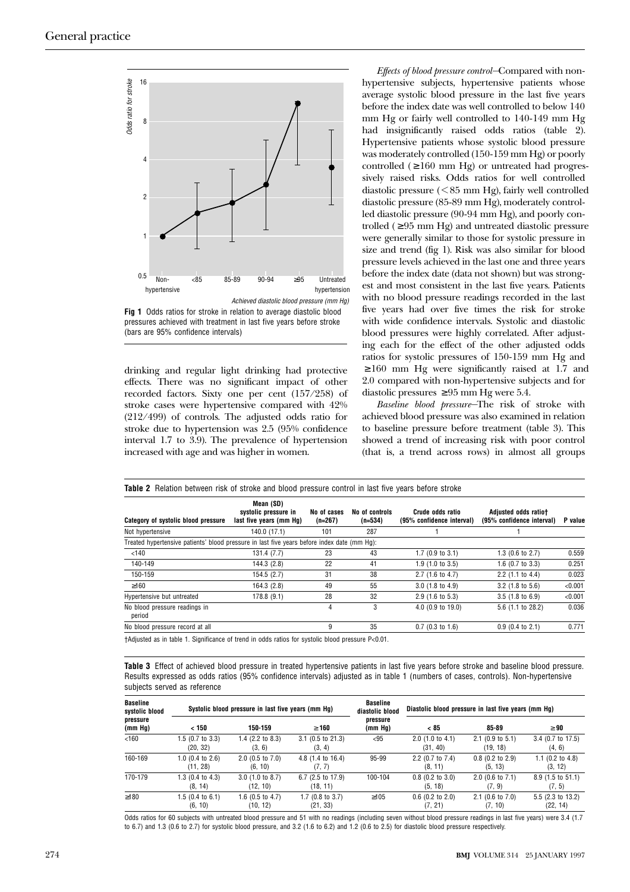Fig 1 Odds ratios for stroke in relation to average diastolic blood pressures achieved with treatment in last five years before stroke (bars are 95% confidence intervals)

drinking and regular light drinking had protective effects. There was no significant impact of other recorded factors. Sixty one per cent (157/258) of stroke cases were hypertensive compared with 42% (212/499) of controls. The adjusted odds ratio for stroke due to hypertension was 2.5 (95% confidence interval 1.7 to 3.9). The prevalence of hypertension increased with age and was higher in women.

*Effects of blood pressure control*—Compared with non-hypertensive subjects, hypertensive patients whose average systolic blood pressure in the last five years before the index date was well controlled to below 140 mm Hg or fairly well controlled to 140-149 mm Hg had insignificantly raised odds ratios (table 2). Hypertensive patients whose systolic blood pressure was moderately controlled (150-159 mm Hg) or poorly controlled (≥160 mm Hg) or untreated had progressively raised risks. Odds ratios for well controlled diastolic pressure (<85 mm Hg), fairly well controlled diastolic pressure (85-89 mm Hg), moderately controlled diastolic pressure (90-94 mm Hg), and poorly controlled (≥95 mm Hg) and untreated diastolic pressure were generally similar to those for systolic pressure in size and trend (fig 1). Risk was also similar for blood pressure levels achieved in the last one and three years before the index date (data not shown) but was strongest and most consistent in the last five years. Patients with no blood pressure readings recorded in the last five years had over five times the risk for stroke with wide confidence intervals. Systolic and diastolic blood pressures were highly correlated. After adjusting each for the effect of the other adjusted odds ratios for systolic pressures of 150-159 mm Hg and ≥160 mm Hg were significantly raised at 1.7 and 2.0 compared with non-hypertensive subjects and for diastolic pressures ≥95 mm Hg were 5.4.

*Baseline blood pressure*—The risk of stroke with achieved blood pressure was also examined in relation to baseline pressure before treatment (table 3). This showed a trend of increasing risk with poor control (that is, a trend across rows) in almost all groups

**Table 2** Relation between risk of stroke and blood pressure control in last five years before stroke

| Category of systolic blood pressure | Mean (SD) systolic pressure in last five years (mm Hg) | No of cases (n=267) | No of controls (n=534) | Crude odds ratio (95% confidence interval) | Adjusted odds ratio† (95% confidence interval) | P value |
|---|---|---|---|---|---|---|
| Not hypertensive | 140.0 (17.1) | 101 | 287 | 1 | 1 | |
| Treated hypertensive patients' blood pressure in last five years before index date (mm Hg): | | | | | | |
| <140 | 131.4 (7.7) | 23 | 43 | 1.7 (0.9 to 3.1) | 1.3 (0.6 to 2.7) | 0.559 |
| 140-149 | 144.3 (2.8) | 22 | 41 | 1.9 (1.0 to 3.5) | 1.6 (0.7 to 3.3) | 0.251 |
| 150-159 | 154.5 (2.7) | 31 | 38 | 2.7 (1.6 to 4.7) | 2.2 (1.1 to 4.4) | 0.023 |
| ≥160 | 164.3 (2.8) | 49 | 55 | 3.0 (1.8 to 4.9) | 3.2 (1.8 to 5.6) | <0.001 |
| Hypertensive but untreated | 178.8 (9.1) | 28 | 32 | 2.9 (1.6 to 5.3) | 3.5 (1.8 to 6.9) | <0.001 |
| No blood pressure readings in period | | 4 | 3 | 4.0 (0.9 to 19.0) | 5.6 (1.1 to 28.2) | 0.036 |
| No blood pressure record at all | | 9 | 35 | 0.7 (0.3 to 1.6) | 0.9 (0.4 to 2.1) | 0.771 |

†Adjusted as in table 1. Significance of trend in odds ratios for systolic blood pressure P<0.01.

**Table 3** Effect of achieved blood pressure in treated hypertensive patients in last five years before stroke and baseline blood pressure. Results expressed as odds ratios (95% confidence intervals) adjusted as in table 1 (numbers of cases, controls). Non-hypertensive subjects served as reference

| Baseline systolic blood pressure (mm Hg) | Systolic blood pressure in last five years (mm Hg) | | | Baseline diastolic blood pressure (mm Hg) | Diastolic blood pressure in last five years (mm Hg) | | |
|---|---|---|---|---|---|---|---|
| | < 150 | 150-159 | ≥160 | | < 85 | 85-89 | ≥90 |
| <160 | 1.5 (0.7 to 3.3) (20, 32) | 1.4 (2.2 to 8.3) (3, 6) | 3.1 (0.5 to 21.3) (3, 4) | <95 | 2.0 (1.0 to 4.1) (31, 40) | 2.1 (0.9 to 5.1) (19, 18) | 3.4 (0.7 to 17.5) (4, 6) |
| 160-169 | 1.0 (0.4 to 2.6) (11, 28) | 2.0 (0.5 to 7.0) (6, 10) | 4.8 (1.4 to 16.4) (7, 7) | 95-99 | 2.2 (0.7 to 7.4) (8, 11) | 0.8 (0.2 to 2.9) (5, 13) | 1.1 (0.2 to 4.8) (3, 12) |
| 170-179 | 1.3 (0.4 to 4.3) (8, 14) | 3.0 (1.0 to 8.7) (12, 10) | 6.7 (2.5 to 17.9) (18, 11) | 100-104 | 0.8 (0.2 to 3.0) (5, 18) | 2.0 (0.6 to 7.1) (7, 9) | 8.9 (1.5 to 51.1) (7, 5) |
| ≥180 | 1.5 (0.4 to 6.1) (6, 10) | 1.6 (0.5 to 4.7) (10, 12) | 1.7 (0.8 to 3.7) (21, 33) | ≥105 | 0.6 (0.2 to 2.0) (7, 21) | 2.1 (0.6 to 7.0) (7, 10) | 5.5 (2.3 to 13.2) (22, 14) |

Odds ratios for 60 subjects with untreated blood pressure and 51 with no readings (including seven without blood pressure readings in last five years) were 3.4 (1.7 to 6.7) and 1.3 (0.6 to 2.7) for systolic blood pressure, and 3.2 (1.6 to 6.2) and 1.2 (0.6 to 2.5) for diastolic blood pressure respectively.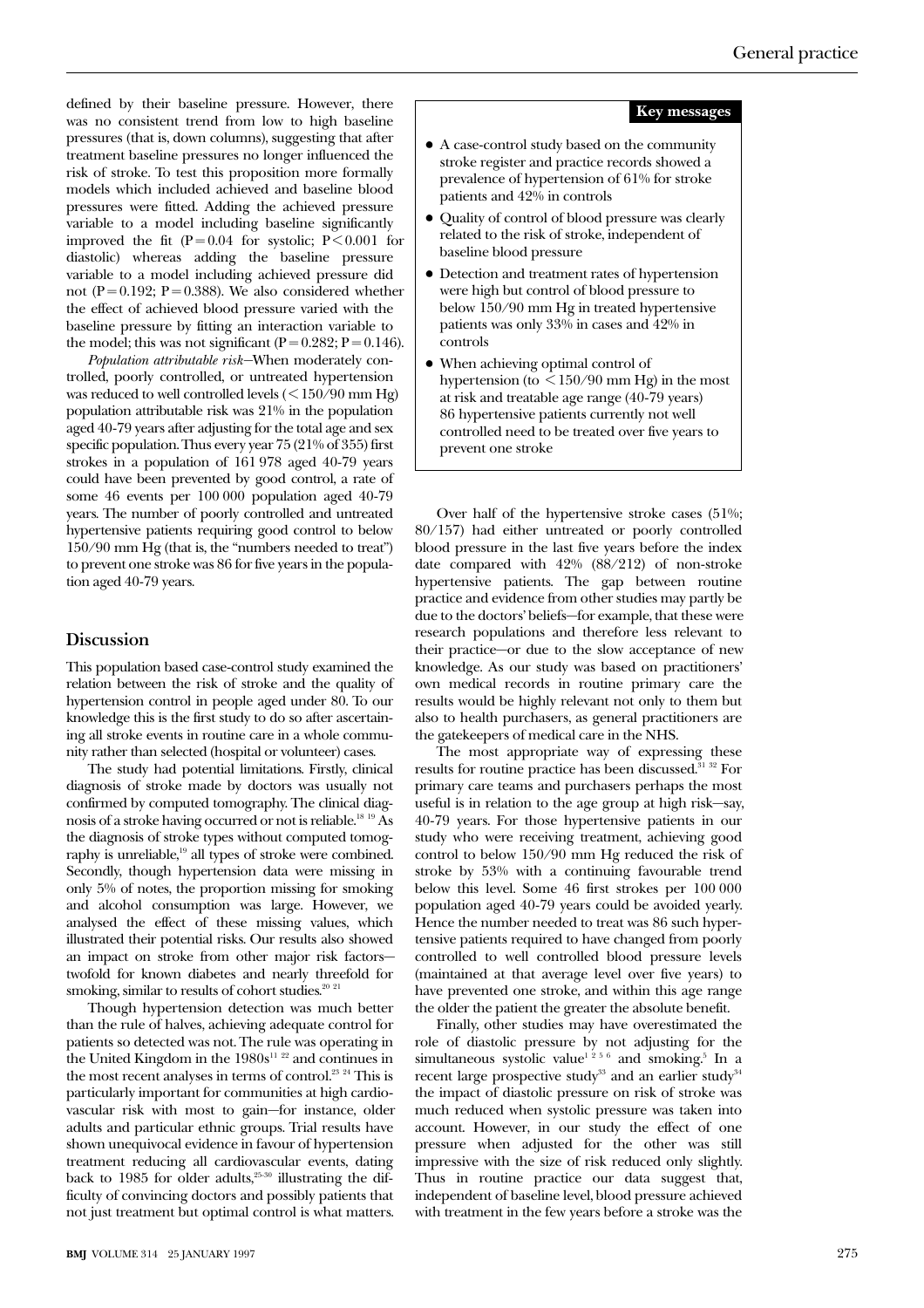defined by their baseline pressure. However, there was no consistent trend from low to high baseline pressures (that is, down columns), suggesting that after treatment baseline pressures no longer influenced the risk of stroke. To test this proposition more formally models which included achieved and baseline blood pressures were fitted. Adding the achieved pressure variable to a model including baseline significantly improved the fit ($P=0.04$ for systolic; $P<0.001$ for diastolic) whereas adding the baseline pressure variable to a model including achieved pressure did not ($P=0.192$; $P=0.388$). We also considered whether the effect of achieved blood pressure varied with the baseline pressure by fitting an interaction variable to the model; this was not significant ($P=0.282$; $P=0.146$).

*Population attributable risk*—When moderately controlled, poorly controlled, or untreated hypertension was reduced to well controlled levels (<150/90 mm Hg) population attributable risk was 21% in the population aged 40-79 years after adjusting for the total age and sex specific population. Thus every year 75 (21% of 355) first strokes in a population of 161 978 aged 40-79 years could have been prevented by good control, a rate of some 46 events per 100 000 population aged 40-79 years. The number of poorly controlled and untreated hypertensive patients requiring good control to below 150/90 mm Hg (that is, the "numbers needed to treat") to prevent one stroke was 86 for five years in the population aged 40-79 years.

## Discussion

This population based case-control study examined the relation between the risk of stroke and the quality of hypertension control in people aged under 80. To our knowledge this is the first study to do so after ascertaining all stroke events in routine care in a whole community rather than selected (hospital or volunteer) cases.

The study had potential limitations. Firstly, clinical diagnosis of stroke made by doctors was usually not confirmed by computed tomography. The clinical diagnosis of a stroke having occurred or not is reliable.[18 19] As the diagnosis of stroke types without computed tomography is unreliable,[19] all types of stroke were combined. Secondly, though hypertension data were missing in only 5% of notes, the proportion missing for smoking and alcohol consumption was large. However, we analysed the effect of these missing values, which illustrated their potential risks. Our results also showed an impact on stroke from other major risk factors—twofold for known diabetes and nearly threefold for smoking, similar to results of cohort studies.[20 21]

Though hypertension detection was much better than the rule of halves, achieving adequate control for patients so detected was not. The rule was operating in the United Kingdom in the 1980s[11 22] and continues in the most recent analyses in terms of control.[23 24] This is particularly important for communities at high cardiovascular risk with most to gain—for instance, older adults and particular ethnic groups. Trial results have shown unequivocal evidence in favour of hypertension treatment reducing all cardiovascular events, dating back to 1985 for older adults,[25-30] illustrating the difficulty of convincing doctors and possibly patients that not just treatment but optimal control is what matters.

**Key messages**

- A case-control study based on the community stroke register and practice records showed a prevalence of hypertension of 61% for stroke patients and 42% in controls
- Quality of control of blood pressure was clearly related to the risk of stroke, independent of baseline blood pressure
- Detection and treatment rates of hypertension were high but control of blood pressure to below 150/90 mm Hg in treated hypertensive patients was only 33% in cases and 42% in controls
- When achieving optimal control of hypertension (to <150/90 mm Hg) in the most at risk and treatable age range (40-79 years) 86 hypertensive patients currently not well controlled need to be treated over five years to prevent one stroke

Over half of the hypertensive stroke cases (51%; 80/157) had either untreated or poorly controlled blood pressure in the last five years before the index date compared with 42% (88/212) of non-stroke hypertensive patients. The gap between routine practice and evidence from other studies may partly be due to the doctors' beliefs—for example, that these were research populations and therefore less relevant to their practice—or due to the slow acceptance of new knowledge. As our study was based on practitioners' own medical records in routine primary care the results would be highly relevant not only to them but also to health purchasers, as general practitioners are the gatekeepers of medical care in the NHS.

The most appropriate way of expressing these results for routine practice has been discussed.[31 32] For primary care teams and purchasers perhaps the most useful is in relation to the age group at high risk—say, 40-79 years. For those hypertensive patients in our study who were receiving treatment, achieving good control to below 150/90 mm Hg reduced the risk of stroke by 53% with a continuing favourable trend below this level. Some 46 first strokes per 100 000 population aged 40-79 years could be avoided yearly. Hence the number needed to treat was 86 such hypertensive patients required to have changed from poorly controlled to well controlled blood pressure levels (maintained at that average level over five years) to have prevented one stroke, and within this age range the older the patient the greater the absolute benefit.

Finally, other studies may have overestimated the role of diastolic pressure by not adjusting for the simultaneous systolic value[1 2 5 6] and smoking.[5] In a recent large prospective study[33] and an earlier study[34] the impact of diastolic pressure on risk of stroke was much reduced when systolic pressure was taken into account. However, in our study the effect of one pressure when adjusted for the other was still impressive with the size of risk reduced only slightly. Thus in routine practice our data suggest that, independent of baseline level, blood pressure achieved with treatment in the few years before a stroke was the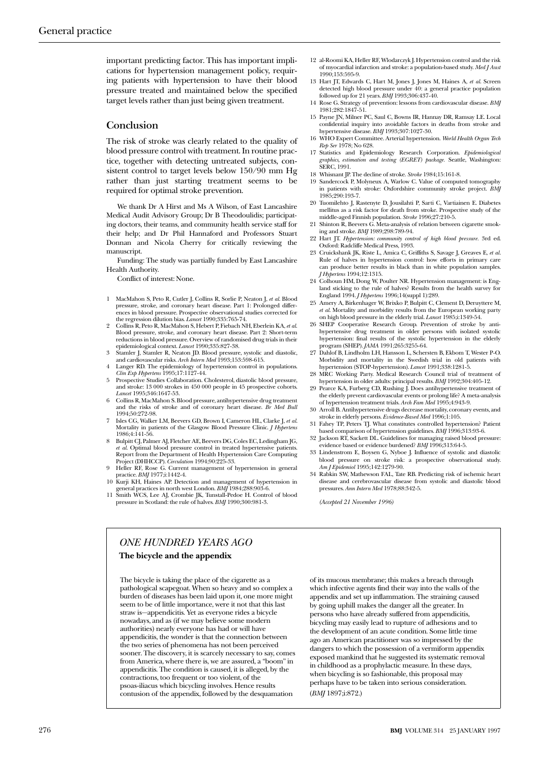important predicting factor. This has important implications for hypertension management policy, requiring patients with hypertension to have their blood pressure treated and maintained below the specified target levels rather than just being given treatment.

## Conclusion

The risk of stroke was clearly related to the quality of blood pressure control with treatment. In routine practice, together with detecting untreated subjects, consistent control to target levels below 150/90 mm Hg rather than just starting treatment seems to be required for optimal stroke prevention.

We thank Dr A Hirst and Ms A Wilson, of East Lancashire Medical Audit Advisory Group; Dr B Theodoulidis; participating doctors, their teams, and community health service staff for their help; and Dr Phil Hannaford and Professors Stuart Donnan and Nicola Cherry for critically reviewing the manuscript.

Funding: The study was partially funded by East Lancashire Health Authority.

Conflict of interest: None.

1. MacMahon S, Peto R, Cutler J, Collins R, Sorlie P, Neaton J, *et al*. Blood pressure, stroke, and coronary heart disease. Part 1: Prolonged differences in blood pressure. Prospective observational studies corrected for the regression dilution bias. *Lancet* 1990;335:765-74.
2. Collins R, Peto R, MacMahon S, Hebert P, Fiebach NH, Eberlein KA, *et al*. Blood pressure, stroke, and coronary heart disease. Part 2: Short-term reductions in blood pressure. Overview of randomised drug trials in their epidemiological context. *Lancet* 1990;335:827-38.
3. Stamler J, Stamler R, Neaton JD. Blood pressure, systolic and diastolic, and cardiovascular risks. *Arch Intern Med* 1993;153:598-615.
4. Langer RD. The epidemiology of hypertension control in populations. *Clin Exp Hypertens* 1995;17:1127-44.
5. Prospective Studies Collaboration. Cholesterol, diastolic blood pressure, and stroke: 13 000 strokes in 450 000 people in 45 prospective cohorts. *Lancet* 1995;346:1647-53.
6. Collins R, MacMahon S. Blood pressure, antihypertensive drug treatment and the risks of stroke and of coronary heart disease. *Br Med Bull* 1994;50:272-98.
7. Isles CG, Walker LM, Beevers GD, Brown I, Cameron HL, Clarke J, *et al*. Mortality in patients of the Glasgow Blood Pressure Clinic. *J Hypertens* 1986;4:141-56.
8. Bulpitt CJ, Palmer AJ, Fletcher AE, Beevers DG, Coles EC, Ledingham JG, *et al*. Optimal blood pressure control in treated hypertensive patients. Report from the Department of Health Hypertension Care Computing Project (DHHCCP). *Circulation* 1994;90:225-33.
9. Heller RF, Rose G. Current management of hypertension in general practice. *BMJ* 1977;i:1442-4.
10. Kurji KH, Haines AP. Detection and management of hypertension in general practices in north west London. *BMJ* 1984;288:903-6.
11. Smith WCS, Lee AJ, Crombie JK, Tunstall-Pedoe H. Control of blood pressure in Scotland: the rule of halves. *BMJ* 1990;300:981-3.
12. al-Roomi KA, Heller RF, Wlodarczyk J. Hypertension control and the risk of myocardial infarction and stroke: a population-based study. *Med J Aust* 1990;153:595-9.
13. Hart JT, Edwards C, Hart M, Jones J, Jones M, Haines A, *et al*. Screen detected high blood pressure under 40: a general practice population followed up for 21 years. *BMJ* 1993;306:437-40.
14. Rose G. Strategy of prevention: lessons from cardiovascular disease. *BMJ* 1981;282:1847-51.
15. Payne JN, Milner PC, Saul C, Bowns IR, Hannay DR, Ramsay LE. Local confidential inquiry into avoidable factors in deaths from stroke and hypertensive disease. *BMJ* 1993;307:1027-30.
16. WHO Expert Committee. Arterial hypertension. *World Health Organ Tech Rep Ser* 1978; No 628.
17. Statistics and Epidemiology Research Corporation. *Epidemiological graphics, estimation and testing (EGRET) package*. Seattle, Washington: SERC, 1991.
18. Whisnant JP. The decline of stroke. *Stroke* 1984;15:161-8.
19. Sandercock P, Molyneux A, Warlow C. Value of computed tomography in patients with stroke: Oxfordshire community stroke project. *BMJ* 1985;290:193-7.
20. Tuomilehto J, Rastenyte D, Jousilahti P, Sarti C, Vartiainen E. Diabetes mellitus as a risk factor for death from stroke. Prospective study of the middle-aged Finnish population. *Stroke* 1996;27:210-5.
21. Shinton R, Beevers G. Meta-analysis of relation between cigarette smoking and stroke. *BMJ* 1989;298:789-94.
22. Hart JT. *Hypertension: community control of high blood pressure*. 3rd ed. Oxford: Radcliffe Medical Press, 1993.
23. Cruickshank JK, Riste L, Amica C, Griffiths S, Savage J, Greaves E, *et al*. Rule of halves in hypertension control: how efforts in primary care can produce better results in black than in white population samples. *J Hypertens* 1994;12:1315.
24. Colhoun HM, Dong W, Poulter NR. Hypertension management: is England sticking to the rule of halves? Results from the health survey for England 1994. *J Hypertens* 1996;14(suppl 1):289.
25. Amery A, Birkenhager W, Brixko P, Bulpitt C, Clement D, Deruyttere M, *et al*. Mortality and morbidity results from the European working party on high blood pressure in the elderly trial. *Lancet* 1985;i:1349-54.
26. SHEP Cooperative Research Group. Prevention of stroke by antihypertensive drug treatment in older persons with isolated systolic hypertension: final results of the systolic hypertension in the elderly program (SHEP). *JAMA* 1991;265:3255-64.
27. Dahlof B, Lindholm LH, Hansson L, Schersten B, Ekbom T, Wester P-O. Morbidity and mortality in the Swedish trial in old patients with hypertension (STOP-hypertension). *Lancet* 1991;338:1281-5.
28. MRC Working Party. Medical Research Council trial of treatment of hypertension in older adults: principal results. *BMJ* 1992;304:405-12.
29. Pearce KA, Furberg CD, Rushing J. Does antihypertensive treatment of the elderly prevent cardiovascular events or prolong life? A meta-analysis of hypertension treatment trials. *Arch Fam Med* 1995;4:943-9.
30. Arroll B. Antihypertensive drugs decrease mortality, coronary events, and stroke in elderly persons. *Evidence-Based Med* 1996;1:105.
31. Fahey TP, Peters TJ. What constitutes controlled hypertension? Patient based comparison of hypertension guidelines. *BMJ* 1996;313:93-6.
32. Jackson RT, Sackett DL. Guidelines for managing raised blood pressure: evidence based or evidence burdened? *BMJ* 1996;313:64-5.
33. Lindenstrom E, Boysen G, Nyboe J. Influence of systolic and diastolic blood pressure on stroke risk: a prospective observational study. *Am J Epidemiol* 1995;142:1279-90.
34. Rabkin SW, Mathewson FAL, Tate RB. Predicting risk of ischemic heart disease and cerebrovascular disease from systolic and diastolic blood pressures. *Ann Intern Med* 1978;88:342-5.

*(Accepted 21 November 1996)*

## *ONE HUNDRED YEARS AGO*

### The bicycle and the appendix

The bicycle is taking the place of the cigarette as a pathological scapegoat. When so heavy and so complex a burden of diseases has been laid upon it, one more might seem to be of little importance, were it not that this last straw is—appendicitis. Yet as everyone rides a bicycle nowadays, and as (if we may believe some modern authorities) nearly everyone has had or will have appendicitis, the wonder is that the connection between the two series of phenomena has not been perceived sooner. The discovery, it is scarcely necessary to say, comes from America, where there is, we are assured, a "boom" in appendicitis. The condition is caused, it is alleged, by the contractions, too frequent or too violent, of the psoas-iliacus which bicycling involves. Hence results contusion of the appendix, followed by the desquamation of its mucous membrane; this makes a breach through which infective agents find their way into the walls of the appendix and set up inflammation. The straining caused by going uphill makes the danger all the greater. In persons who have already suffered from appendicitis, bicycling may easily lead to rupture of adhesions and to the development of an acute condition. Some little time ago an American practitioner was so impressed by the dangers to which the possession of a vermiform appendix exposed mankind that he suggested its systematic removal in childhood as a prophylactic measure. In these days, when bicycling is so fashionable, this proposal may perhaps have to be taken into serious consideration.

(*BMJ* 1897;i:872.)